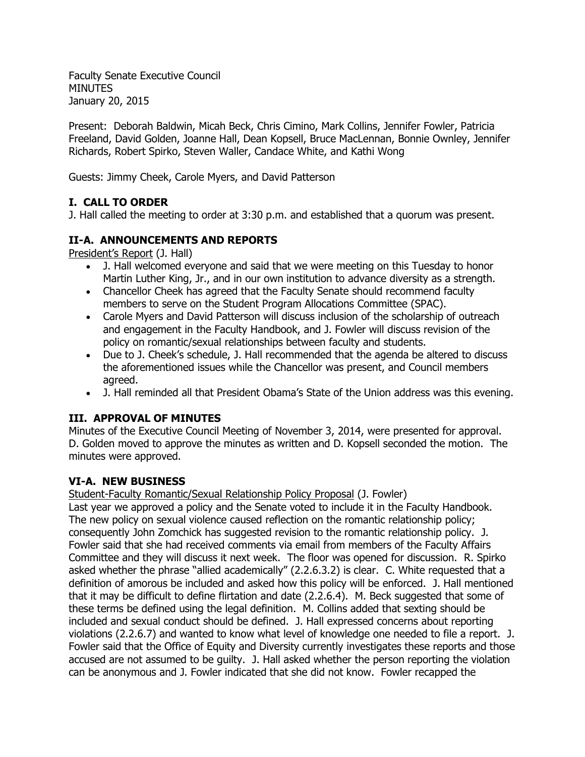Faculty Senate Executive Council
MINUTES
January 20, 2015

Present: Deborah Baldwin, Micah Beck, Chris Cimino, Mark Collins, Jennifer Fowler, Patricia Freeland, David Golden, Joanne Hall, Dean Kopsell, Bruce MacLennan, Bonnie Ownley, Jennifer Richards, Robert Spirko, Steven Waller, Candace White, and Kathi Wong

Guests: Jimmy Cheek, Carole Myers, and David Patterson

## I. CALL TO ORDER

J. Hall called the meeting to order at 3:30 p.m. and established that a quorum was present.

## II-A. ANNOUNCEMENTS AND REPORTS

President's Report (J. Hall)

- J. Hall welcomed everyone and said that we were meeting on this Tuesday to honor Martin Luther King, Jr., and in our own institution to advance diversity as a strength.
- Chancellor Cheek has agreed that the Faculty Senate should recommend faculty members to serve on the Student Program Allocations Committee (SPAC).
- Carole Myers and David Patterson will discuss inclusion of the scholarship of outreach and engagement in the Faculty Handbook, and J. Fowler will discuss revision of the policy on romantic/sexual relationships between faculty and students.
- Due to J. Cheek's schedule, J. Hall recommended that the agenda be altered to discuss the aforementioned issues while the Chancellor was present, and Council members agreed.
- J. Hall reminded all that President Obama's State of the Union address was this evening.

## III. APPROVAL OF MINUTES

Minutes of the Executive Council Meeting of November 3, 2014, were presented for approval. D. Golden moved to approve the minutes as written and D. Kopsell seconded the motion. The minutes were approved.

## VI-A. NEW BUSINESS

Student-Faculty Romantic/Sexual Relationship Policy Proposal (J. Fowler)

Last year we approved a policy and the Senate voted to include it in the Faculty Handbook. The new policy on sexual violence caused reflection on the romantic relationship policy; consequently John Zomchick has suggested revision to the romantic relationship policy. J. Fowler said that she had received comments via email from members of the Faculty Affairs Committee and they will discuss it next week. The floor was opened for discussion. R. Spirko asked whether the phrase "allied academically" (2.2.6.3.2) is clear. C. White requested that a definition of amorous be included and asked how this policy will be enforced. J. Hall mentioned that it may be difficult to define flirtation and date (2.2.6.4). M. Beck suggested that some of these terms be defined using the legal definition. M. Collins added that sexting should be included and sexual conduct should be defined. J. Hall expressed concerns about reporting violations (2.2.6.7) and wanted to know what level of knowledge one needed to file a report. J. Fowler said that the Office of Equity and Diversity currently investigates these reports and those accused are not assumed to be guilty. J. Hall asked whether the person reporting the violation can be anonymous and J. Fowler indicated that she did not know. Fowler recapped the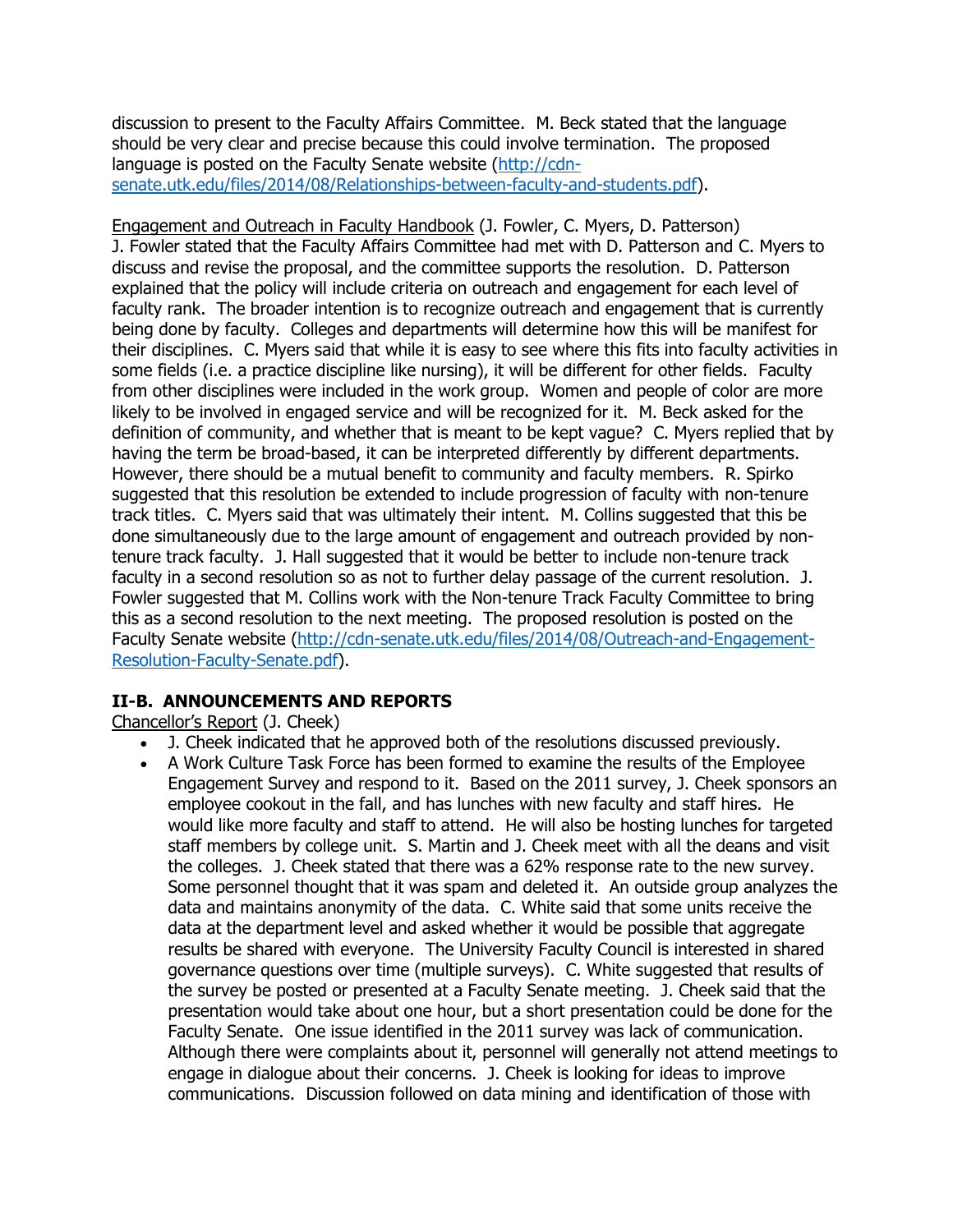discussion to present to the Faculty Affairs Committee. M. Beck stated that the language should be very clear and precise because this could involve termination. The proposed language is posted on the Faculty Senate website (http://cdn-senate.utk.edu/files/2014/08/Relationships-between-faculty-and-students.pdf).

Engagement and Outreach in Faculty Handbook (J. Fowler, C. Myers, D. Patterson)
J. Fowler stated that the Faculty Affairs Committee had met with D. Patterson and C. Myers to discuss and revise the proposal, and the committee supports the resolution. D. Patterson explained that the policy will include criteria on outreach and engagement for each level of faculty rank. The broader intention is to recognize outreach and engagement that is currently being done by faculty. Colleges and departments will determine how this will be manifest for their disciplines. C. Myers said that while it is easy to see where this fits into faculty activities in some fields (i.e. a practice discipline like nursing), it will be different for other fields. Faculty from other disciplines were included in the work group. Women and people of color are more likely to be involved in engaged service and will be recognized for it. M. Beck asked for the definition of community, and whether that is meant to be kept vague? C. Myers replied that by having the term be broad-based, it can be interpreted differently by different departments. However, there should be a mutual benefit to community and faculty members. R. Spirko suggested that this resolution be extended to include progression of faculty with non-tenure track titles. C. Myers said that was ultimately their intent. M. Collins suggested that this be done simultaneously due to the large amount of engagement and outreach provided by non-tenure track faculty. J. Hall suggested that it would be better to include non-tenure track faculty in a second resolution so as not to further delay passage of the current resolution. J. Fowler suggested that M. Collins work with the Non-tenure Track Faculty Committee to bring this as a second resolution to the next meeting. The proposed resolution is posted on the Faculty Senate website (http://cdn-senate.utk.edu/files/2014/08/Outreach-and-Engagement-Resolution-Faculty-Senate.pdf).

## II-B. ANNOUNCEMENTS AND REPORTS

Chancellor's Report (J. Cheek)

- J. Cheek indicated that he approved both of the resolutions discussed previously.
- A Work Culture Task Force has been formed to examine the results of the Employee Engagement Survey and respond to it. Based on the 2011 survey, J. Cheek sponsors an employee cookout in the fall, and has lunches with new faculty and staff hires. He would like more faculty and staff to attend. He will also be hosting lunches for targeted staff members by college unit. S. Martin and J. Cheek meet with all the deans and visit the colleges. J. Cheek stated that there was a 62% response rate to the new survey. Some personnel thought that it was spam and deleted it. An outside group analyzes the data and maintains anonymity of the data. C. White said that some units receive the data at the department level and asked whether it would be possible that aggregate results be shared with everyone. The University Faculty Council is interested in shared governance questions over time (multiple surveys). C. White suggested that results of the survey be posted or presented at a Faculty Senate meeting. J. Cheek said that the presentation would take about one hour, but a short presentation could be done for the Faculty Senate. One issue identified in the 2011 survey was lack of communication. Although there were complaints about it, personnel will generally not attend meetings to engage in dialogue about their concerns. J. Cheek is looking for ideas to improve communications. Discussion followed on data mining and identification of those with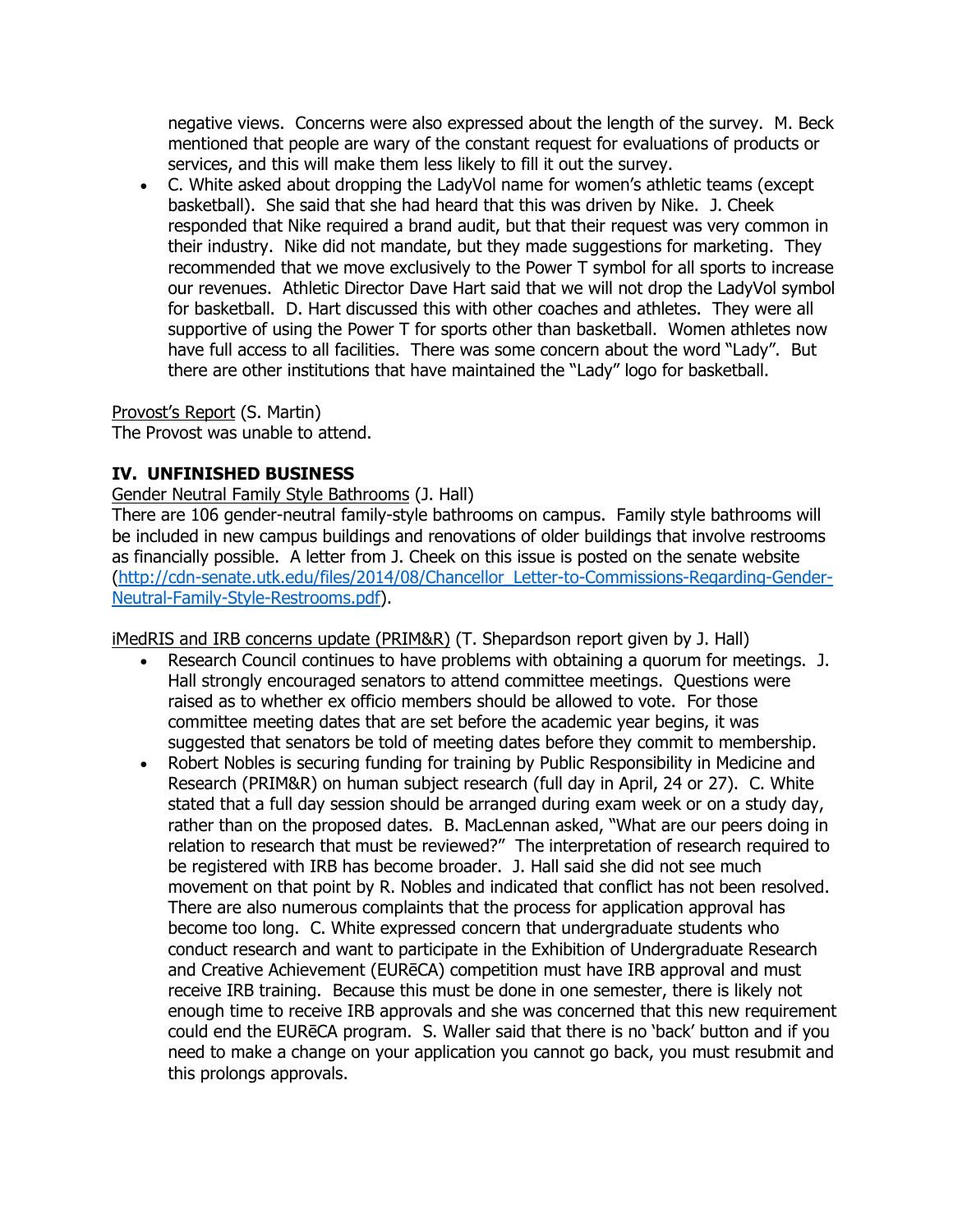negative views. Concerns were also expressed about the length of the survey. M. Beck mentioned that people are wary of the constant request for evaluations of products or services, and this will make them less likely to fill it out the survey.

- C. White asked about dropping the LadyVol name for women's athletic teams (except basketball). She said that she had heard that this was driven by Nike. J. Cheek responded that Nike required a brand audit, but that their request was very common in their industry. Nike did not mandate, but they made suggestions for marketing. They recommended that we move exclusively to the Power T symbol for all sports to increase our revenues. Athletic Director Dave Hart said that we will not drop the LadyVol symbol for basketball. D. Hart discussed this with other coaches and athletes. They were all supportive of using the Power T for sports other than basketball. Women athletes now have full access to all facilities. There was some concern about the word "Lady". But there are other institutions that have maintained the "Lady" logo for basketball.

Provost's Report (S. Martin)
The Provost was unable to attend.

## IV. UNFINISHED BUSINESS

Gender Neutral Family Style Bathrooms (J. Hall)
There are 106 gender-neutral family-style bathrooms on campus. Family style bathrooms will be included in new campus buildings and renovations of older buildings that involve restrooms as financially possible. A letter from J. Cheek on this issue is posted on the senate website (http://cdn-senate.utk.edu/files/2014/08/Chancellor_Letter-to-Commissions-Regarding-Gender-Neutral-Family-Style-Restrooms.pdf).

iMedRIS and IRB concerns update (PRIM&R) (T. Shepardson report given by J. Hall)

- Research Council continues to have problems with obtaining a quorum for meetings. J. Hall strongly encouraged senators to attend committee meetings. Questions were raised as to whether ex officio members should be allowed to vote. For those committee meeting dates that are set before the academic year begins, it was suggested that senators be told of meeting dates before they commit to membership.
- Robert Nobles is securing funding for training by Public Responsibility in Medicine and Research (PRIM&R) on human subject research (full day in April, 24 or 27). C. White stated that a full day session should be arranged during exam week or on a study day, rather than on the proposed dates. B. MacLennan asked, "What are our peers doing in relation to research that must be reviewed?" The interpretation of research required to be registered with IRB has become broader. J. Hall said she did not see much movement on that point by R. Nobles and indicated that conflict has not been resolved. There are also numerous complaints that the process for application approval has become too long. C. White expressed concern that undergraduate students who conduct research and want to participate in the Exhibition of Undergraduate Research and Creative Achievement (EURēCA) competition must have IRB approval and must receive IRB training. Because this must be done in one semester, there is likely not enough time to receive IRB approvals and she was concerned that this new requirement could end the EURēCA program. S. Waller said that there is no 'back' button and if you need to make a change on your application you cannot go back, you must resubmit and this prolongs approvals.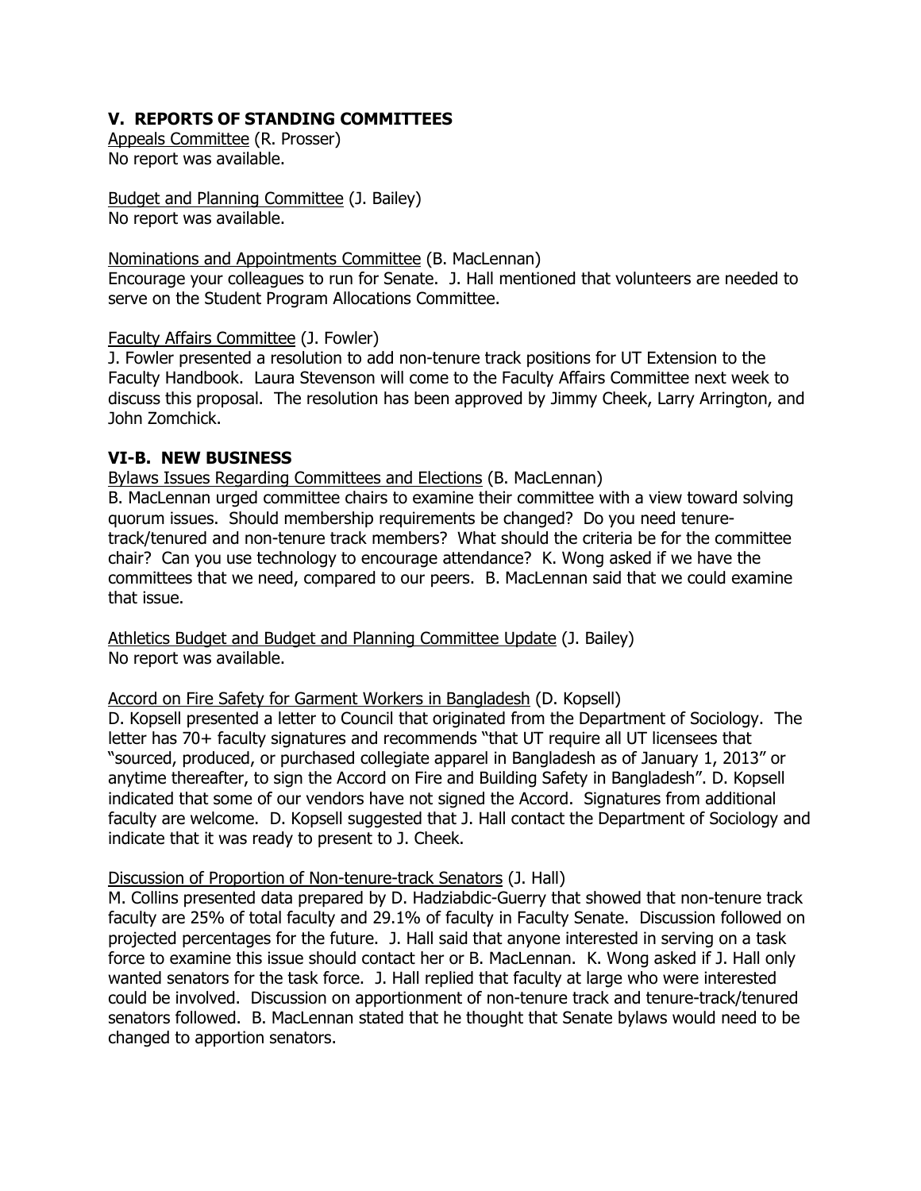## V. REPORTS OF STANDING COMMITTEES

Appeals Committee (R. Prosser)
No report was available.

Budget and Planning Committee (J. Bailey)
No report was available.

Nominations and Appointments Committee (B. MacLennan)
Encourage your colleagues to run for Senate. J. Hall mentioned that volunteers are needed to serve on the Student Program Allocations Committee.

Faculty Affairs Committee (J. Fowler)
J. Fowler presented a resolution to add non-tenure track positions for UT Extension to the Faculty Handbook. Laura Stevenson will come to the Faculty Affairs Committee next week to discuss this proposal. The resolution has been approved by Jimmy Cheek, Larry Arrington, and John Zomchick.

## VI-B. NEW BUSINESS

Bylaws Issues Regarding Committees and Elections (B. MacLennan)
B. MacLennan urged committee chairs to examine their committee with a view toward solving quorum issues. Should membership requirements be changed? Do you need tenure-track/tenured and non-tenure track members? What should the criteria be for the committee chair? Can you use technology to encourage attendance? K. Wong asked if we have the committees that we need, compared to our peers. B. MacLennan said that we could examine that issue.

Athletics Budget and Budget and Planning Committee Update (J. Bailey)
No report was available.

Accord on Fire Safety for Garment Workers in Bangladesh (D. Kopsell)
D. Kopsell presented a letter to Council that originated from the Department of Sociology. The letter has 70+ faculty signatures and recommends "that UT require all UT licensees that "sourced, produced, or purchased collegiate apparel in Bangladesh as of January 1, 2013" or anytime thereafter, to sign the Accord on Fire and Building Safety in Bangladesh". D. Kopsell indicated that some of our vendors have not signed the Accord. Signatures from additional faculty are welcome. D. Kopsell suggested that J. Hall contact the Department of Sociology and indicate that it was ready to present to J. Cheek.

Discussion of Proportion of Non-tenure-track Senators (J. Hall)
M. Collins presented data prepared by D. Hadziabdic-Guerry that showed that non-tenure track faculty are 25% of total faculty and 29.1% of faculty in Faculty Senate. Discussion followed on projected percentages for the future. J. Hall said that anyone interested in serving on a task force to examine this issue should contact her or B. MacLennan. K. Wong asked if J. Hall only wanted senators for the task force. J. Hall replied that faculty at large who were interested could be involved. Discussion on apportionment of non-tenure track and tenure-track/tenured senators followed. B. MacLennan stated that he thought that Senate bylaws would need to be changed to apportion senators.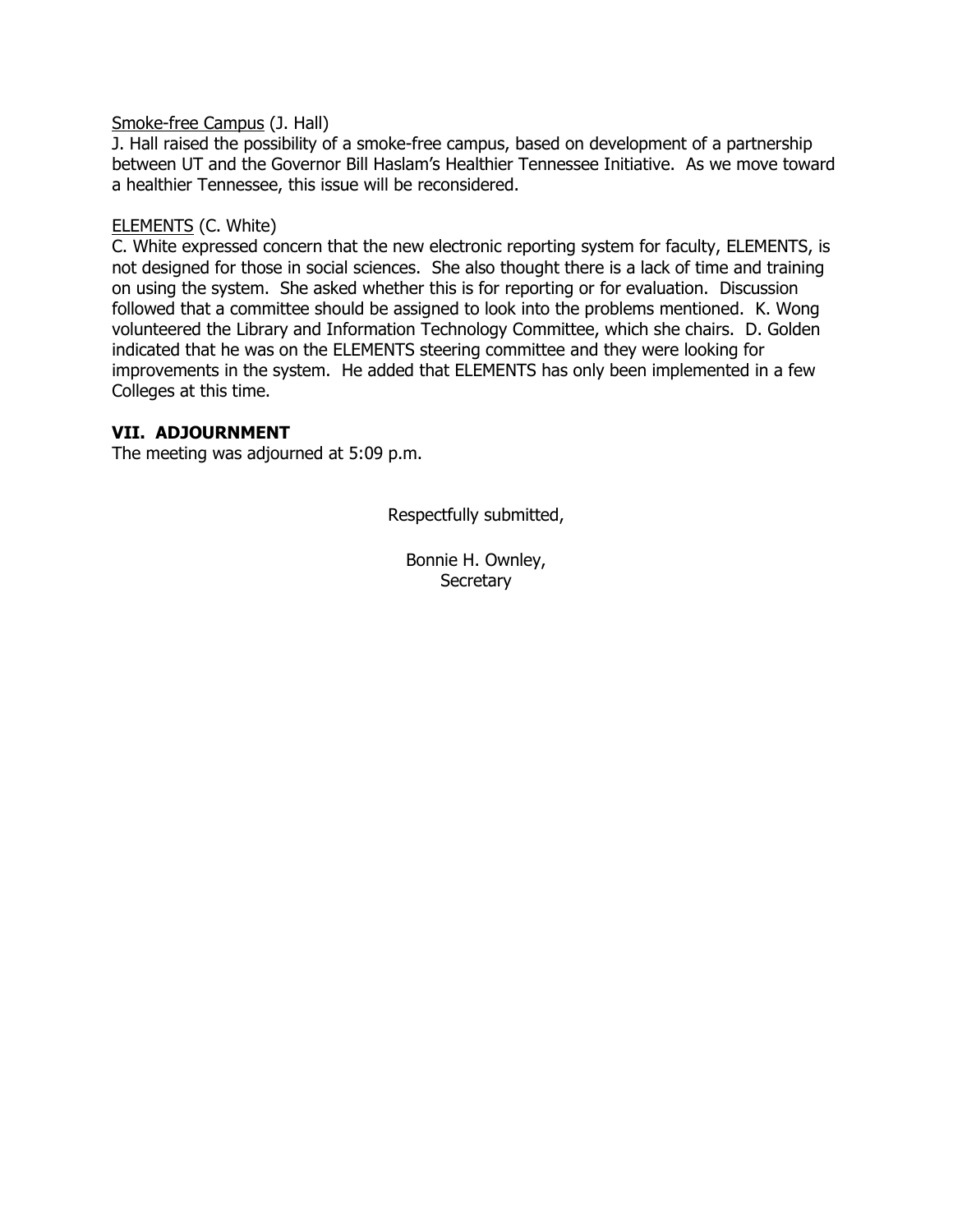<u>Smoke-free Campus</u> (J. Hall)

J. Hall raised the possibility of a smoke-free campus, based on development of a partnership between UT and the Governor Bill Haslam's Healthier Tennessee Initiative. As we move toward a healthier Tennessee, this issue will be reconsidered.

<u>ELEMENTS</u> (C. White)

C. White expressed concern that the new electronic reporting system for faculty, ELEMENTS, is not designed for those in social sciences. She also thought there is a lack of time and training on using the system. She asked whether this is for reporting or for evaluation. Discussion followed that a committee should be assigned to look into the problems mentioned. K. Wong volunteered the Library and Information Technology Committee, which she chairs. D. Golden indicated that he was on the ELEMENTS steering committee and they were looking for improvements in the system. He added that ELEMENTS has only been implemented in a few Colleges at this time.

**VII. ADJOURNMENT**

The meeting was adjourned at 5:09 p.m.

Respectfully submitted,

Bonnie H. Ownley,
Secretary